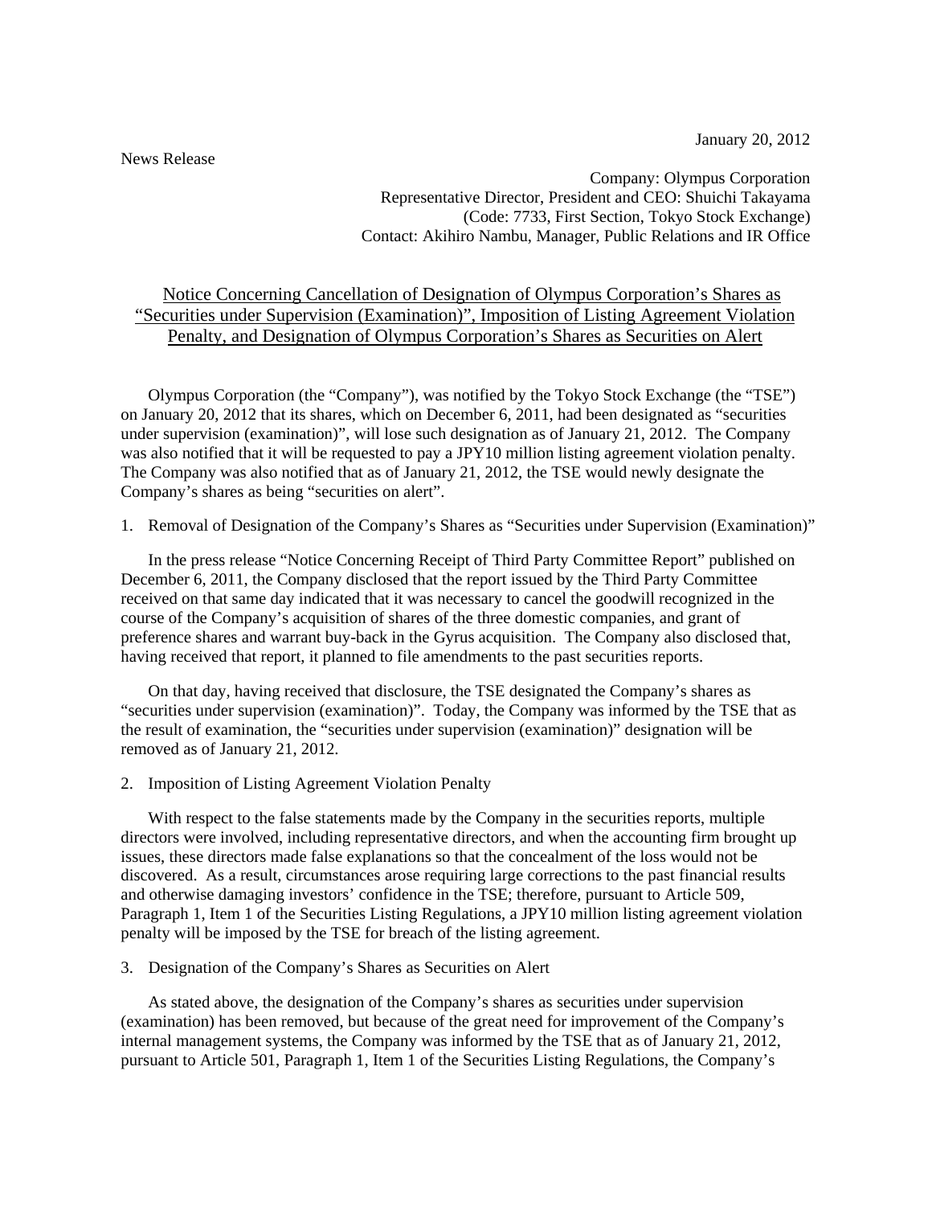January 20, 2012

News Release

Company: Olympus Corporation
Representative Director, President and CEO: Shuichi Takayama
(Code: 7733, First Section, Tokyo Stock Exchange)
Contact: Akihiro Nambu, Manager, Public Relations and IR Office

# Notice Concerning Cancellation of Designation of Olympus Corporation's Shares as "Securities under Supervision (Examination)", Imposition of Listing Agreement Violation Penalty, and Designation of Olympus Corporation's Shares as Securities on Alert

Olympus Corporation (the "Company"), was notified by the Tokyo Stock Exchange (the "TSE") on January 20, 2012 that its shares, which on December 6, 2011, had been designated as "securities under supervision (examination)", will lose such designation as of January 21, 2012. The Company was also notified that it will be requested to pay a JPY10 million listing agreement violation penalty. The Company was also notified that as of January 21, 2012, the TSE would newly designate the Company's shares as being "securities on alert".

1. Removal of Designation of the Company's Shares as "Securities under Supervision (Examination)"

In the press release "Notice Concerning Receipt of Third Party Committee Report" published on December 6, 2011, the Company disclosed that the report issued by the Third Party Committee received on that same day indicated that it was necessary to cancel the goodwill recognized in the course of the Company's acquisition of shares of the three domestic companies, and grant of preference shares and warrant buy-back in the Gyrus acquisition. The Company also disclosed that, having received that report, it planned to file amendments to the past securities reports.

On that day, having received that disclosure, the TSE designated the Company's shares as "securities under supervision (examination)". Today, the Company was informed by the TSE that as the result of examination, the "securities under supervision (examination)" designation will be removed as of January 21, 2012.

2. Imposition of Listing Agreement Violation Penalty

With respect to the false statements made by the Company in the securities reports, multiple directors were involved, including representative directors, and when the accounting firm brought up issues, these directors made false explanations so that the concealment of the loss would not be discovered. As a result, circumstances arose requiring large corrections to the past financial results and otherwise damaging investors' confidence in the TSE; therefore, pursuant to Article 509, Paragraph 1, Item 1 of the Securities Listing Regulations, a JPY10 million listing agreement violation penalty will be imposed by the TSE for breach of the listing agreement.

3. Designation of the Company's Shares as Securities on Alert

As stated above, the designation of the Company's shares as securities under supervision (examination) has been removed, but because of the great need for improvement of the Company's internal management systems, the Company was informed by the TSE that as of January 21, 2012, pursuant to Article 501, Paragraph 1, Item 1 of the Securities Listing Regulations, the Company's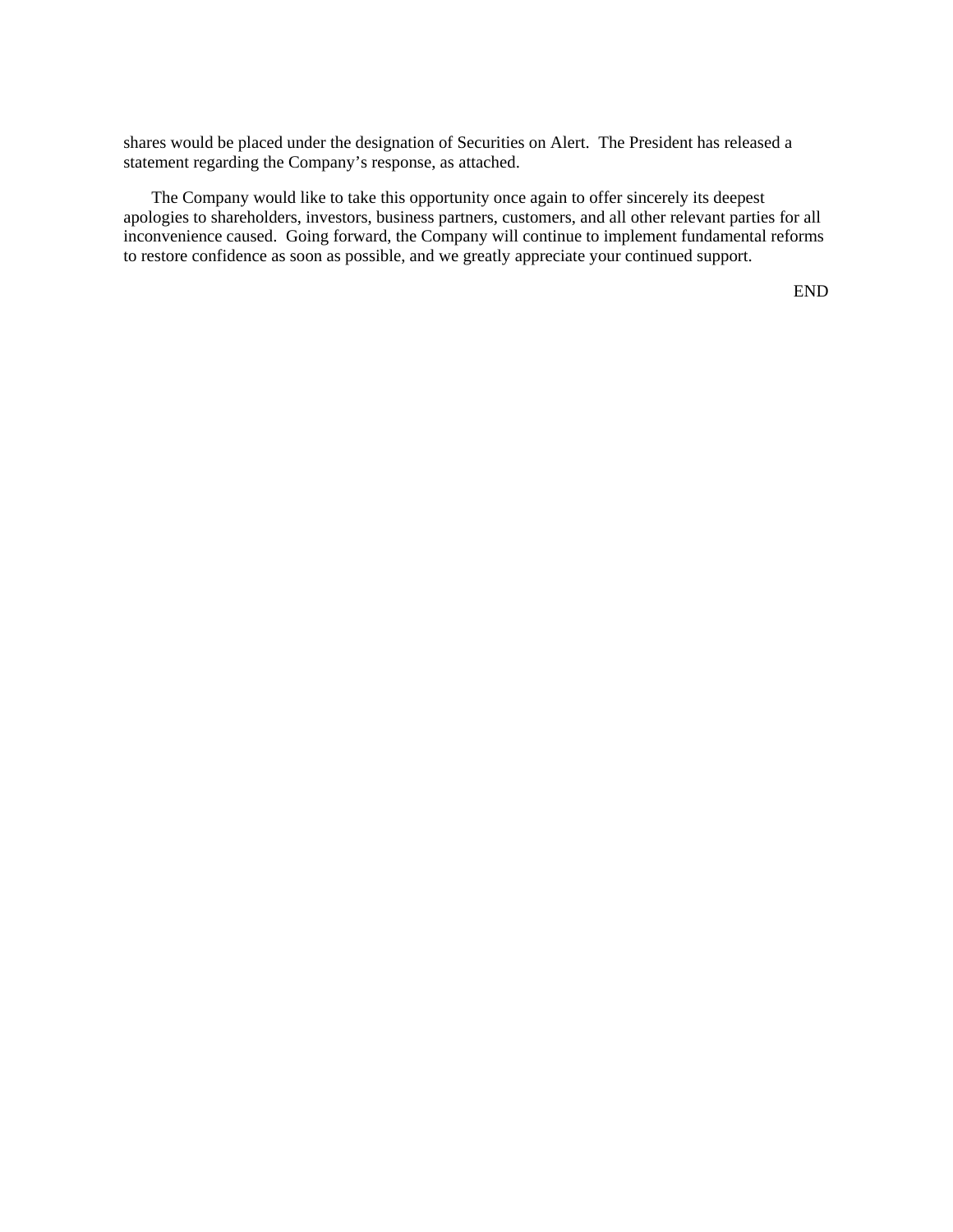shares would be placed under the designation of Securities on Alert. The President has released a statement regarding the Company's response, as attached.

The Company would like to take this opportunity once again to offer sincerely its deepest apologies to shareholders, investors, business partners, customers, and all other relevant parties for all inconvenience caused. Going forward, the Company will continue to implement fundamental reforms to restore confidence as soon as possible, and we greatly appreciate your continued support.

END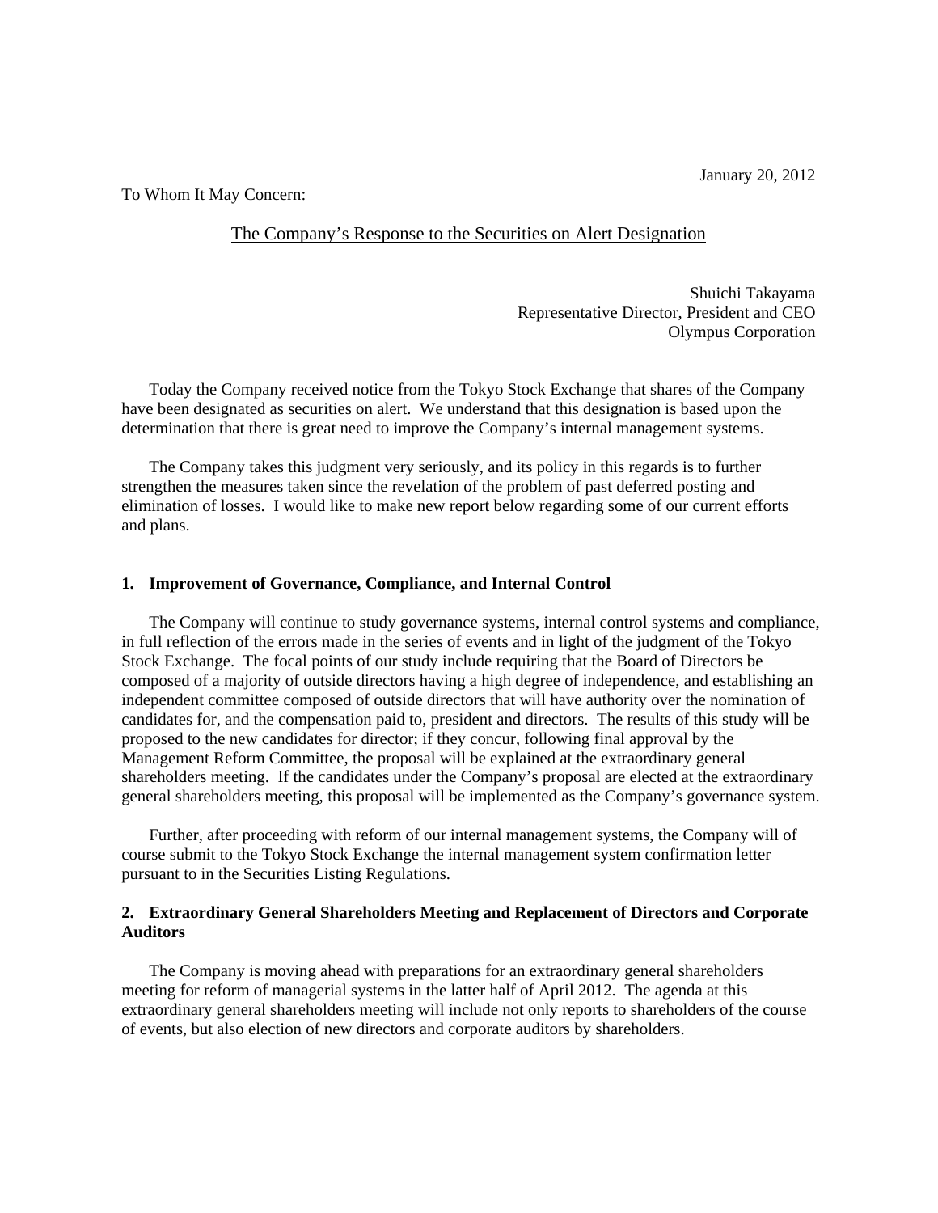January 20, 2012

To Whom It May Concern:

## The Company's Response to the Securities on Alert Designation

Shuichi Takayama  
Representative Director, President and CEO  
Olympus Corporation

Today the Company received notice from the Tokyo Stock Exchange that shares of the Company have been designated as securities on alert. We understand that this designation is based upon the determination that there is great need to improve the Company's internal management systems.

The Company takes this judgment very seriously, and its policy in this regards is to further strengthen the measures taken since the revelation of the problem of past deferred posting and elimination of losses. I would like to make new report below regarding some of our current efforts and plans.

### 1. Improvement of Governance, Compliance, and Internal Control

The Company will continue to study governance systems, internal control systems and compliance, in full reflection of the errors made in the series of events and in light of the judgment of the Tokyo Stock Exchange. The focal points of our study include requiring that the Board of Directors be composed of a majority of outside directors having a high degree of independence, and establishing an independent committee composed of outside directors that will have authority over the nomination of candidates for, and the compensation paid to, president and directors. The results of this study will be proposed to the new candidates for director; if they concur, following final approval by the Management Reform Committee, the proposal will be explained at the extraordinary general shareholders meeting. If the candidates under the Company's proposal are elected at the extraordinary general shareholders meeting, this proposal will be implemented as the Company's governance system.

Further, after proceeding with reform of our internal management systems, the Company will of course submit to the Tokyo Stock Exchange the internal management system confirmation letter pursuant to in the Securities Listing Regulations.

### 2. Extraordinary General Shareholders Meeting and Replacement of Directors and Corporate Auditors

The Company is moving ahead with preparations for an extraordinary general shareholders meeting for reform of managerial systems in the latter half of April 2012. The agenda at this extraordinary general shareholders meeting will include not only reports to shareholders of the course of events, but also election of new directors and corporate auditors by shareholders.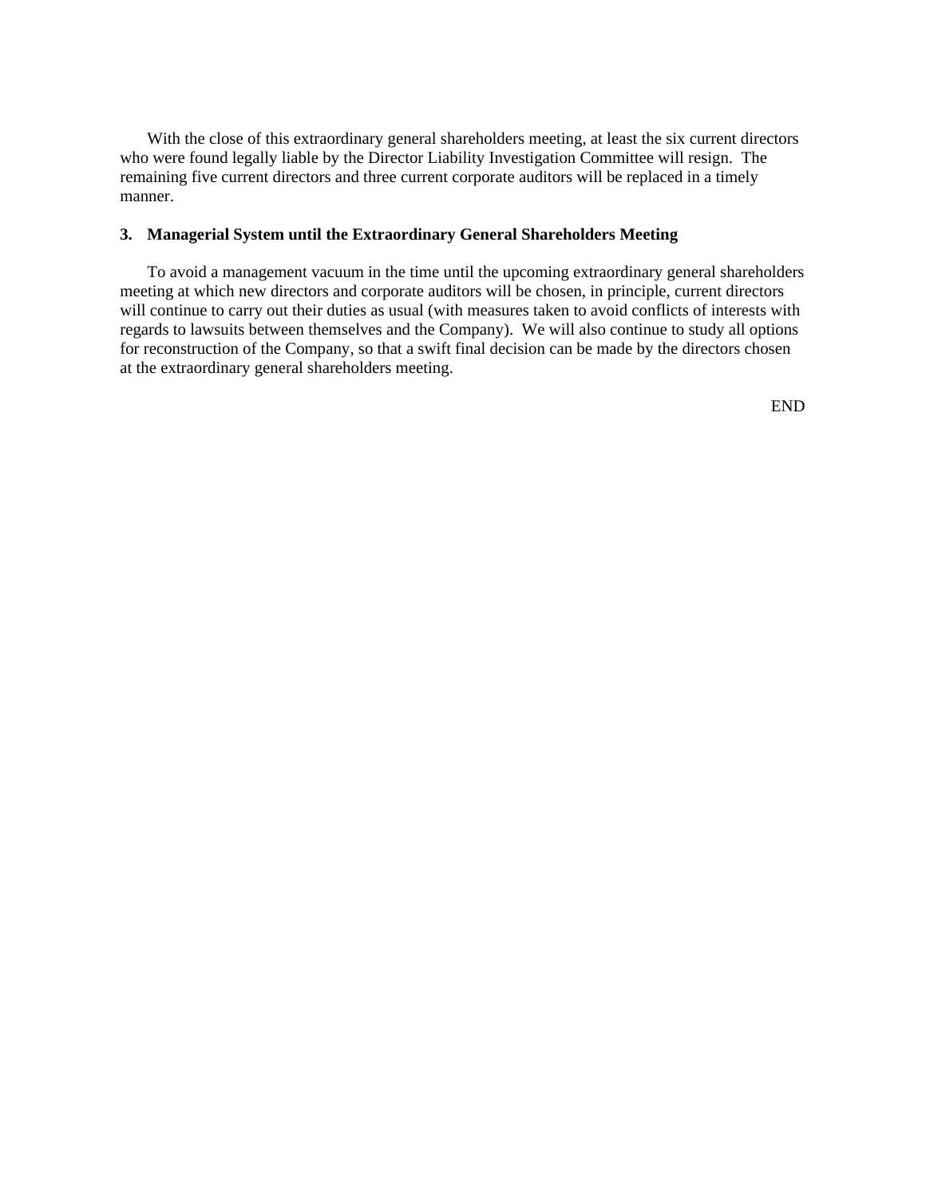With the close of this extraordinary general shareholders meeting, at least the six current directors who were found legally liable by the Director Liability Investigation Committee will resign. The remaining five current directors and three current corporate auditors will be replaced in a timely manner.

### 3. Managerial System until the Extraordinary General Shareholders Meeting

To avoid a management vacuum in the time until the upcoming extraordinary general shareholders meeting at which new directors and corporate auditors will be chosen, in principle, current directors will continue to carry out their duties as usual (with measures taken to avoid conflicts of interests with regards to lawsuits between themselves and the Company). We will also continue to study all options for reconstruction of the Company, so that a swift final decision can be made by the directors chosen at the extraordinary general shareholders meeting.

END